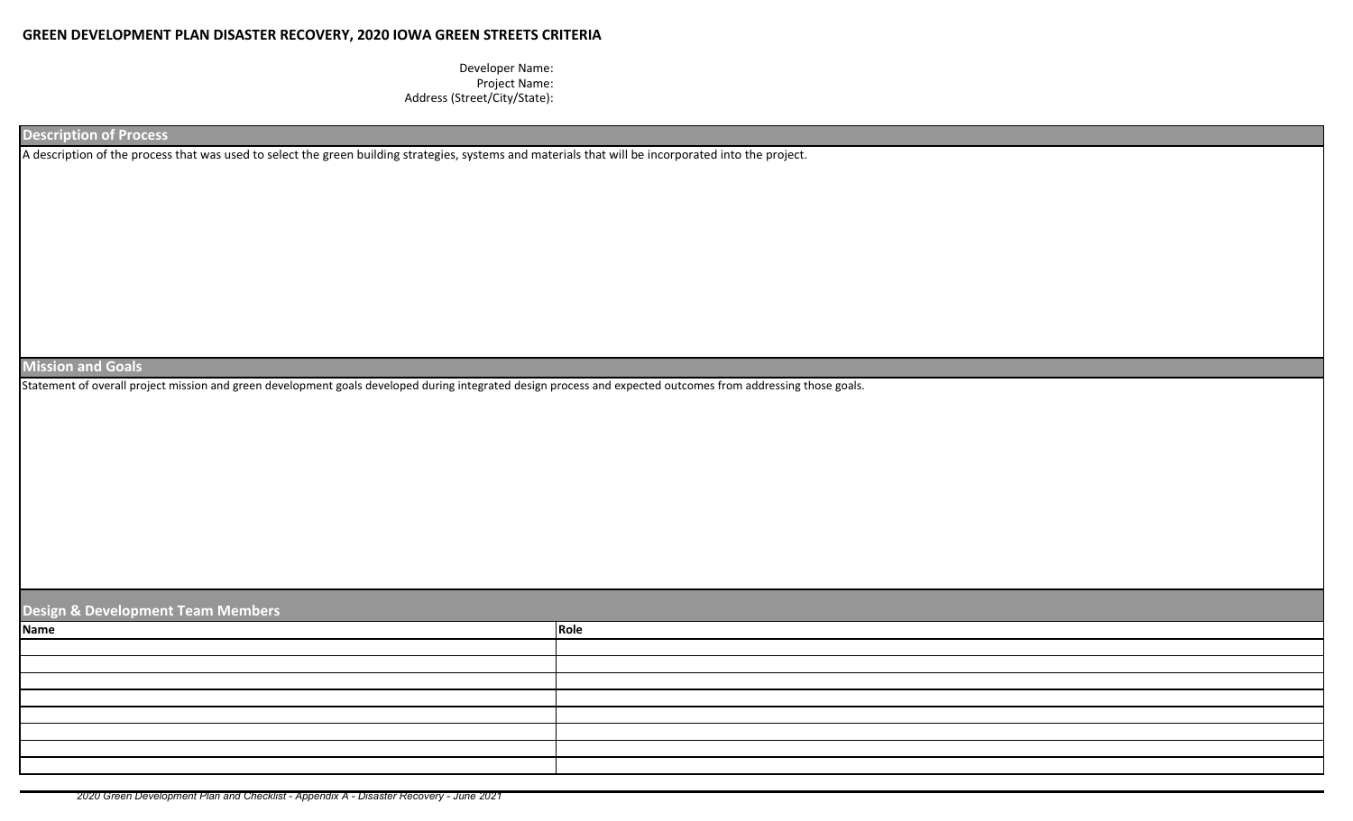# GREEN DEVELOPMENT PLAN DISASTER RECOVERY, 2020 IOWA GREEN STREETS CRITERIA

Developer Name:
Project Name:
Address (Street/City/State):

## Description of Process

A description of the process that was used to select the green building strategies, systems and materials that will be incorporated into the project.

## Mission and Goals

Statement of overall project mission and green development goals developed during integrated design process and expected outcomes from addressing those goals.

## Design & Development Team Members

| Name | Role |
|---|---|
| | |
| | |
| | |
| | |
| | |
| | |
| | |
| | |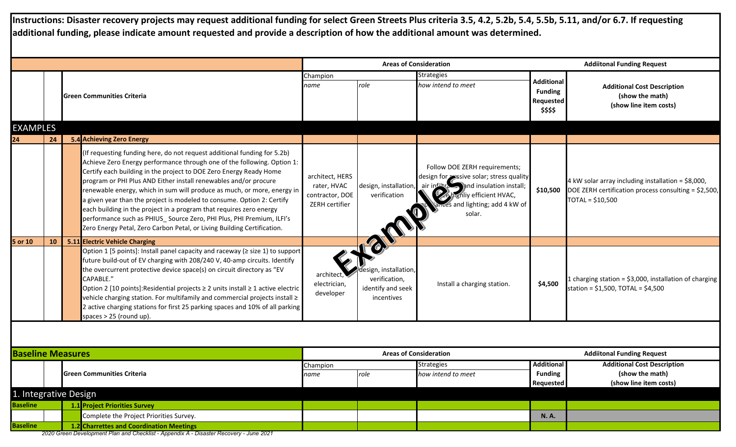**Instructions: Disaster recovery projects may request additional funding for select Green Streets Plus criteria 3.5, 4.2, 5.2b, 5.4, 5.5b, 5.11, and/or 6.7. If requesting additional funding, please indicate amount requested and provide a description of how the additional amount was determined.**

| | | | Areas of Consideration | | | Addiitonal Funding Request | |
|---|---|---|---|---|---|---|---|
| | | **Green Communities Criteria** | Champion *name* | *role* | Strategies *how intend to meet* | **Additional Funding Requested $$$$** | **Additional Cost Description (show the math) (show line item costs)** |
| **EXAMPLES** | | | | | | | |
| 24 | 24 | **5.4 Achieving Zero Energy** | | | | | |
| | | (If requesting funding here, do not request additional funding for 5.2b) Achieve Zero Energy performance through one of the following. Option 1: Certify each building in the project to DOE Zero Energy Ready Home program or PHI Plus AND Either install renewables and/or procure renewable energy, which in sum will produce as much, or more, energy in a given year than the project is modeled to consume. Option 2: Certify each building in the project in a program that requires zero energy performance such as PHIUS_ Source Zero, PHI Plus, PHI Premium, ILFI's Zero Energy Petal, Zero Carbon Petal, or Living Building Certification. | architect, HERS rater, HVAC contractor, DOE ZERH certifier | design, installation, verification | Follow DOE ZERH requirements; design for passive solar; stress quality air infiltration and insulation install; use highly efficient HVAC, appliances and lighting; add 4 kW of solar. | **$10,500** | 4 kW solar array including installation = $8,000, DOE ZERH certification process consulting = $2,500, TOTAL = $10,500 |
| 5 or 10 | 10 | **5.11 Electric Vehicle Charging** | | | | | |
| | | Option 1 [5 points]: Install panel capacity and raceway (≥ size 1) to support future build-out of EV charging with 208/240 V, 40-amp circuits. Identify the overcurrent protective device space(s) on circuit directory as "EV CAPABLE."<br>Option 2 [10 points]:Residential projects ≥ 2 units install ≥ 1 active electric vehicle charging station. For multifamily and commercial projects install ≥ 2 active charging stations for first 25 parking spaces and 10% of all parking spaces > 25 (round up). | architect, electrician, developer | design, installation, verification, identify and seek incentives | Install a charging station. | **$4,500** | 1 charging station = $3,000, installation of charging station = $1,500, TOTAL = $4,500 |

| **Baseline Measures** | | | Areas of Consideration | | | Addiitonal Funding Request | |
|---|---|---|---|---|---|---|---|
| | | **Green Communities Criteria** | Champion *name* | *role* | Strategies *how intend to meet* | **Additional Funding Requested** | **Additional Cost Description (show the math) (show line item costs)** |
| **1. Integrative Design** | | | | | | | |
| **Baseline** | | **1.1 Project Priorities Survey** | | | | | |
| | | Complete the Project Priorities Survey. | | | | **N. A.** | |
| **Baseline** | | **1.2 Charrettes and Coordination Meetings** | | | | | |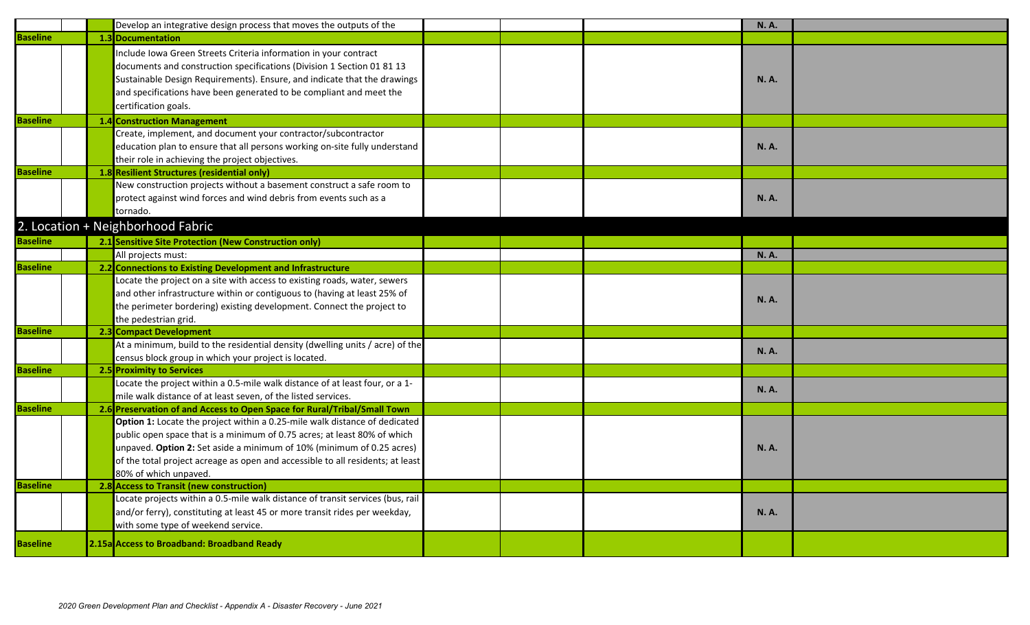| | | | | | | | |
|---|---|---|---|---|---|---|---|
| | | Develop an integrative design process that moves the outputs of the | | | | N. A. | |
| **Baseline** | **1.3** | **Documentation** | | | | | |
| | | Include Iowa Green Streets Criteria information in your contract documents and construction specifications (Division 1 Section 01 81 13 Sustainable Design Requirements). Ensure, and indicate that the drawings and specifications have been generated to be compliant and meet the certification goals. | | | | N. A. | |
| **Baseline** | **1.4** | **Construction Management** | | | | | |
| | | Create, implement, and document your contractor/subcontractor education plan to ensure that all persons working on-site fully understand their role in achieving the project objectives. | | | | N. A. | |
| **Baseline** | **1.8** | **Resilient Structures (residential only)** | | | | | |
| | | New construction projects without a basement construct a safe room to protect against wind forces and wind debris from events such as a tornado. | | | | N. A. | |
| **2. Location + Neighborhood Fabric** | | | | | | | |
| **Baseline** | **2.1** | **Sensitive Site Protection (New Construction only)** | | | | | |
| | | All projects must: | | | | N. A. | |
| **Baseline** | **2.2** | **Connections to Existing Development and Infrastructure** | | | | | |
| | | Locate the project on a site with access to existing roads, water, sewers and other infrastructure within or contiguous to (having at least 25% of the perimeter bordering) existing development. Connect the project to the pedestrian grid. | | | | N. A. | |
| **Baseline** | **2.3** | **Compact Development** | | | | | |
| | | At a minimum, build to the residential density (dwelling units / acre) of the census block group in which your project is located. | | | | N. A. | |
| **Baseline** | **2.5** | **Proximity to Services** | | | | | |
| | | Locate the project within a 0.5-mile walk distance of at least four, or a 1-mile walk distance of at least seven, of the listed services. | | | | N. A. | |
| **Baseline** | **2.6** | **Preservation of and Access to Open Space for Rural/Tribal/Small Town** | | | | | |
| | | **Option 1:** Locate the project within a 0.25-mile walk distance of dedicated public open space that is a minimum of 0.75 acres; at least 80% of which unpaved. **Option 2:** Set aside a minimum of 10% (minimum of 0.25 acres) of the total project acreage as open and accessible to all residents; at least 80% of which unpaved. | | | | N. A. | |
| **Baseline** | **2.8** | **Access to Transit (new construction)** | | | | | |
| | | Locate projects within a 0.5-mile walk distance of transit services (bus, rail and/or ferry), constituting at least 45 or more transit rides per weekday, with some type of weekend service. | | | | N. A. | |
| **Baseline** | **2.15a** | **Access to Broadband: Broadband Ready** | | | | | |

*2020 Green Development Plan and Checklist - Appendix A - Disaster Recovery - June 2021*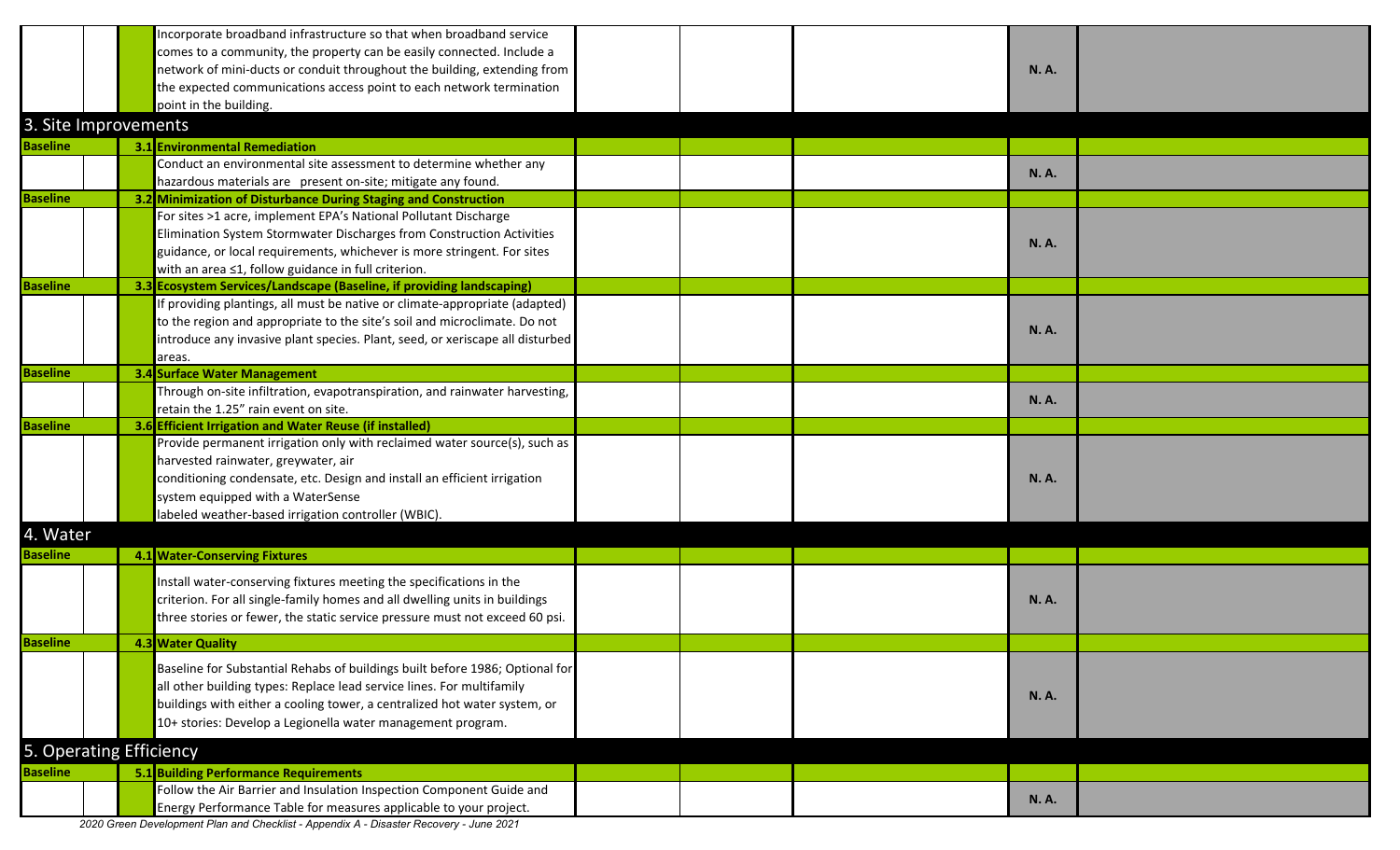| | | | | | | | |
|---|---|---|---|---|---|---|---|
| | | Incorporate broadband infrastructure so that when broadband service comes to a community, the property can be easily connected. Include a network of mini-ducts or conduit throughout the building, extending from the expected communications access point to each network termination point in the building. | | | | N. A. | |
| **3. Site Improvements** | | | | | | | |
| **Baseline** | | **3.1 Environmental Remediation** | | | | | |
| | | Conduct an environmental site assessment to determine whether any hazardous materials are present on-site; mitigate any found. | | | | N. A. | |
| **Baseline** | | **3.2 Minimization of Disturbance During Staging and Construction** | | | | | |
| | | For sites >1 acre, implement EPA's National Pollutant Discharge Elimination System Stormwater Discharges from Construction Activities guidance, or local requirements, whichever is more stringent. For sites with an area ≤1, follow guidance in full criterion. | | | | N. A. | |
| **Baseline** | | **3.3 Ecosystem Services/Landscape (Baseline, if providing landscaping)** | | | | | |
| | | If providing plantings, all must be native or climate-appropriate (adapted) to the region and appropriate to the site's soil and microclimate. Do not introduce any invasive plant species. Plant, seed, or xeriscape all disturbed areas. | | | | N. A. | |
| **Baseline** | | **3.4 Surface Water Management** | | | | | |
| | | Through on-site infiltration, evapotranspiration, and rainwater harvesting, retain the 1.25" rain event on site. | | | | N. A. | |
| **Baseline** | | **3.6 Efficient Irrigation and Water Reuse (if installed)** | | | | | |
| | | Provide permanent irrigation only with reclaimed water source(s), such as harvested rainwater, greywater, air conditioning condensate, etc. Design and install an efficient irrigation system equipped with a WaterSense labeled weather-based irrigation controller (WBIC). | | | | N. A. | |
| **4. Water** | | | | | | | |
| **Baseline** | | **4.1 Water-Conserving Fixtures** | | | | | |
| | | Install water-conserving fixtures meeting the specifications in the criterion. For all single-family homes and all dwelling units in buildings three stories or fewer, the static service pressure must not exceed 60 psi. | | | | N. A. | |
| **Baseline** | | **4.3 Water Quality** | | | | | |
| | | Baseline for Substantial Rehabs of buildings built before 1986; Optional for all other building types: Replace lead service lines. For multifamily buildings with either a cooling tower, a centralized hot water system, or 10+ stories: Develop a Legionella water management program. | | | | N. A. | |
| **5. Operating Efficiency** | | | | | | | |
| **Baseline** | | **5.1 Building Performance Requirements** | | | | | |
| | | Follow the Air Barrier and Insulation Inspection Component Guide and Energy Performance Table for measures applicable to your project. | | | | N. A. | |

*2020 Green Development Plan and Checklist - Appendix A - Disaster Recovery - June 2021*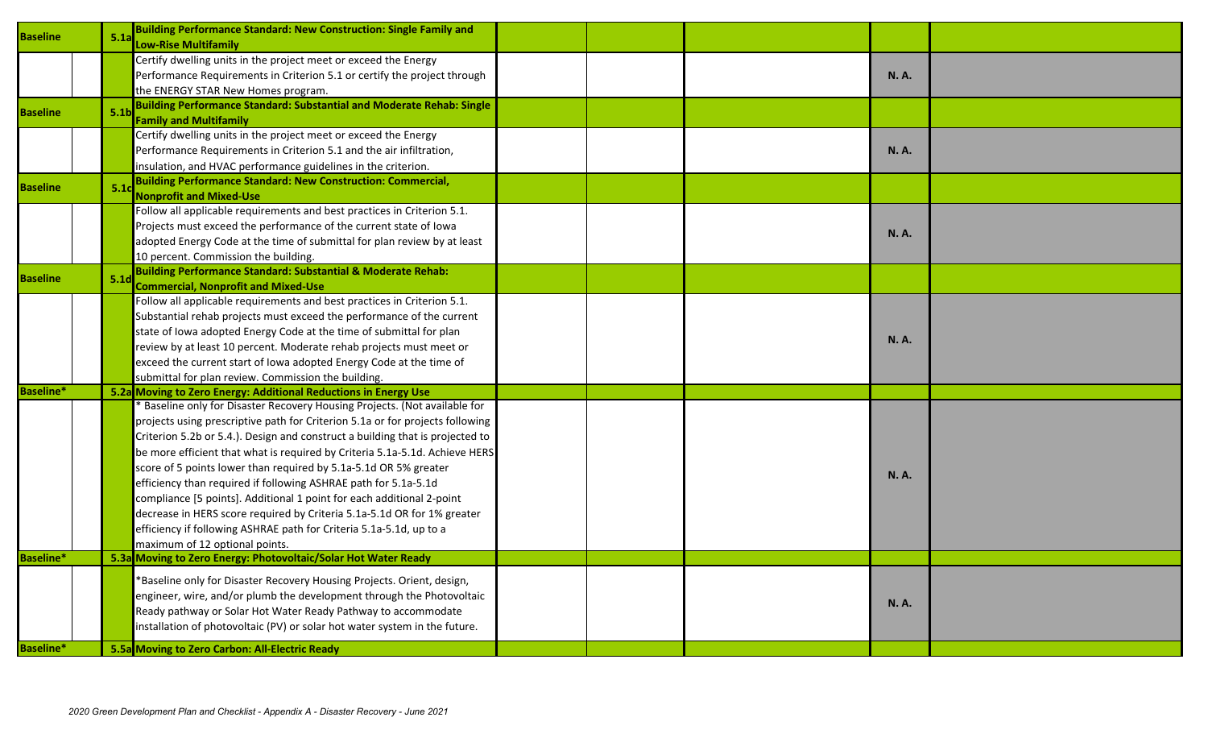| Baseline | | 5.1a | Building Performance Standard: New Construction: Single Family and Low-Rise Multifamily | | | | | |
|---|---|---|---|---|---|---|---|---|
| | | | Certify dwelling units in the project meet or exceed the Energy Performance Requirements in Criterion 5.1 or certify the project through the ENERGY STAR New Homes program. | | | | N. A. | |
| Baseline | | 5.1b | Building Performance Standard: Substantial and Moderate Rehab: Single Family and Multifamily | | | | | |
| | | | Certify dwelling units in the project meet or exceed the Energy Performance Requirements in Criterion 5.1 and the air infiltration, insulation, and HVAC performance guidelines in the criterion. | | | | N. A. | |
| Baseline | | 5.1c | Building Performance Standard: New Construction: Commercial, Nonprofit and Mixed-Use | | | | | |
| | | | Follow all applicable requirements and best practices in Criterion 5.1. Projects must exceed the performance of the current state of Iowa adopted Energy Code at the time of submittal for plan review by at least 10 percent. Commission the building. | | | | N. A. | |
| Baseline | | 5.1d | Building Performance Standard: Substantial & Moderate Rehab: Commercial, Nonprofit and Mixed-Use | | | | | |
| | | | Follow all applicable requirements and best practices in Criterion 5.1. Substantial rehab projects must exceed the performance of the current state of Iowa adopted Energy Code at the time of submittal for plan review by at least 10 percent. Moderate rehab projects must meet or exceed the current start of Iowa adopted Energy Code at the time of submittal for plan review. Commission the building. | | | | N. A. | |
| Baseline* | | 5.2a | Moving to Zero Energy: Additional Reductions in Energy Use | | | | | |
| | | | * Baseline only for Disaster Recovery Housing Projects. (Not available for projects using prescriptive path for Criterion 5.1a or for projects following Criterion 5.2b or 5.4.). Design and construct a building that is projected to be more efficient that what is required by Criteria 5.1a-5.1d. Achieve HERS score of 5 points lower than required by 5.1a-5.1d OR 5% greater efficiency than required if following ASHRAE path for 5.1a-5.1d compliance [5 points]. Additional 1 point for each additional 2-point decrease in HERS score required by Criteria 5.1a-5.1d OR for 1% greater efficiency if following ASHRAE path for Criteria 5.1a-5.1d, up to a maximum of 12 optional points. | | | | N. A. | |
| Baseline* | | 5.3a | Moving to Zero Energy: Photovoltaic/Solar Hot Water Ready | | | | | |
| | | | *Baseline only for Disaster Recovery Housing Projects. Orient, design, engineer, wire, and/or plumb the development through the Photovoltaic Ready pathway or Solar Hot Water Ready Pathway to accommodate installation of photovoltaic (PV) or solar hot water system in the future. | | | | N. A. | |
| Baseline* | | 5.5a | Moving to Zero Carbon: All-Electric Ready | | | | | |

*2020 Green Development Plan and Checklist - Appendix A - Disaster Recovery - June 2021*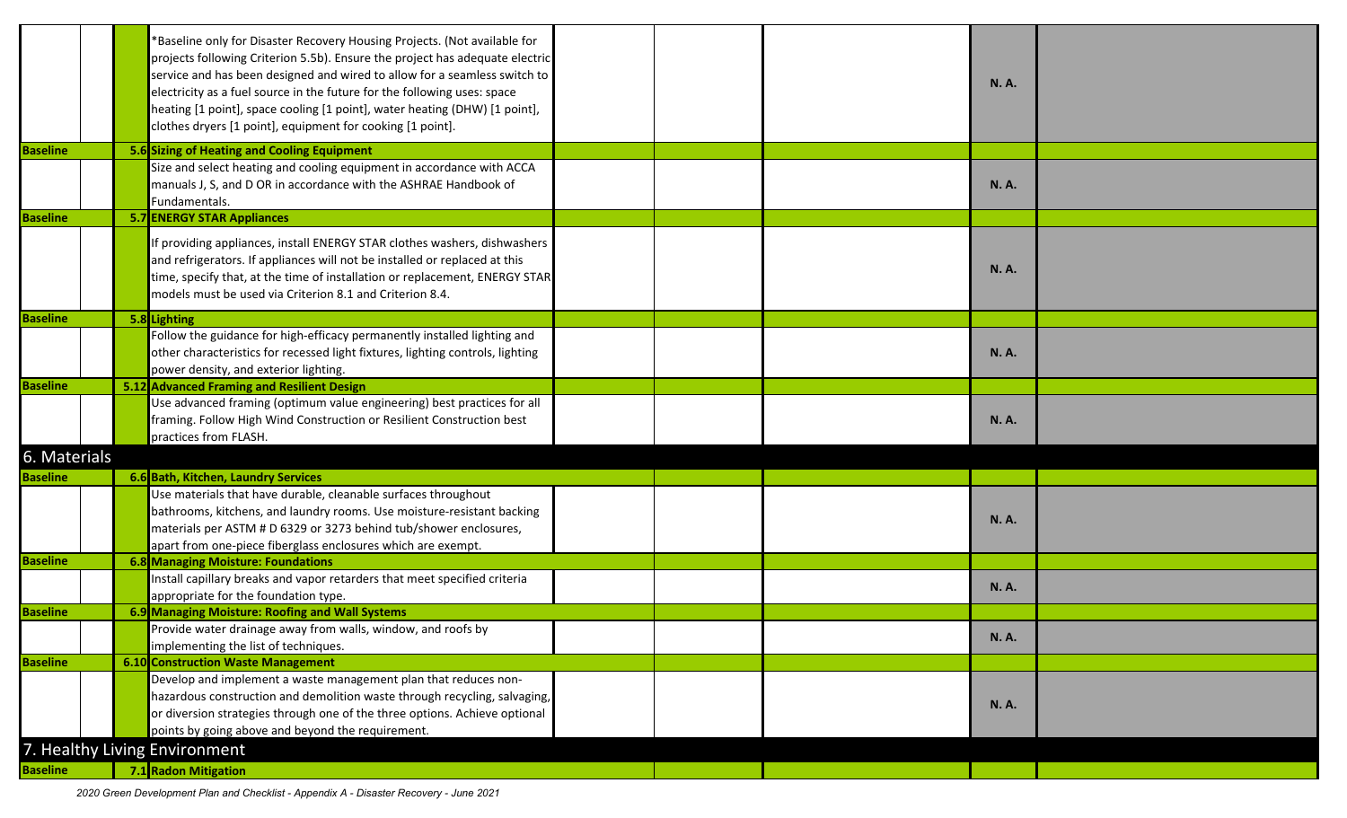| | | | | | | | |
|---|---|---|---|---|---|---|---|
| | | *Baseline only for Disaster Recovery Housing Projects. (Not available for projects following Criterion 5.5b). Ensure the project has adequate electric service and has been designed and wired to allow for a seamless switch to electricity as a fuel source in the future for the following uses: space heating [1 point], space cooling [1 point], water heating (DHW) [1 point], clothes dryers [1 point], equipment for cooking [1 point]. | | | | N. A. | |
| **Baseline** | **5.6** | **Sizing of Heating and Cooling Equipment** | | | | | |
| | | Size and select heating and cooling equipment in accordance with ACCA manuals J, S, and D OR in accordance with the ASHRAE Handbook of Fundamentals. | | | | N. A. | |
| **Baseline** | **5.7** | **ENERGY STAR Appliances** | | | | | |
| | | If providing appliances, install ENERGY STAR clothes washers, dishwashers and refrigerators. If appliances will not be installed or replaced at this time, specify that, at the time of installation or replacement, ENERGY STAR models must be used via Criterion 8.1 and Criterion 8.4. | | | | N. A. | |
| **Baseline** | **5.8** | **Lighting** | | | | | |
| | | Follow the guidance for high-efficacy permanently installed lighting and other characteristics for recessed light fixtures, lighting controls, lighting power density, and exterior lighting. | | | | N. A. | |
| **Baseline** | **5.12** | **Advanced Framing and Resilient Design** | | | | | |
| | | Use advanced framing (optimum value engineering) best practices for all framing. Follow High Wind Construction or Resilient Construction best practices from FLASH. | | | | N. A. | |
| **6. Materials** | | | | | | | |
| **Baseline** | **6.6** | **Bath, Kitchen, Laundry Services** | | | | | |
| | | Use materials that have durable, cleanable surfaces throughout bathrooms, kitchens, and laundry rooms. Use moisture-resistant backing materials per ASTM # D 6329 or 3273 behind tub/shower enclosures, apart from one-piece fiberglass enclosures which are exempt. | | | | N. A. | |
| **Baseline** | **6.8** | **Managing Moisture: Foundations** | | | | | |
| | | Install capillary breaks and vapor retarders that meet specified criteria appropriate for the foundation type. | | | | N. A. | |
| **Baseline** | **6.9** | **Managing Moisture: Roofing and Wall Systems** | | | | | |
| | | Provide water drainage away from walls, window, and roofs by implementing the list of techniques. | | | | N. A. | |
| **Baseline** | **6.10** | **Construction Waste Management** | | | | | |
| | | Develop and implement a waste management plan that reduces non-hazardous construction and demolition waste through recycling, salvaging, or diversion strategies through one of the three options. Achieve optional points by going above and beyond the requirement. | | | | N. A. | |
| **7. Healthy Living Environment** | | | | | | | |
| **Baseline** | **7.1** | **Radon Mitigation** | | | | | |

*2020 Green Development Plan and Checklist - Appendix A - Disaster Recovery - June 2021*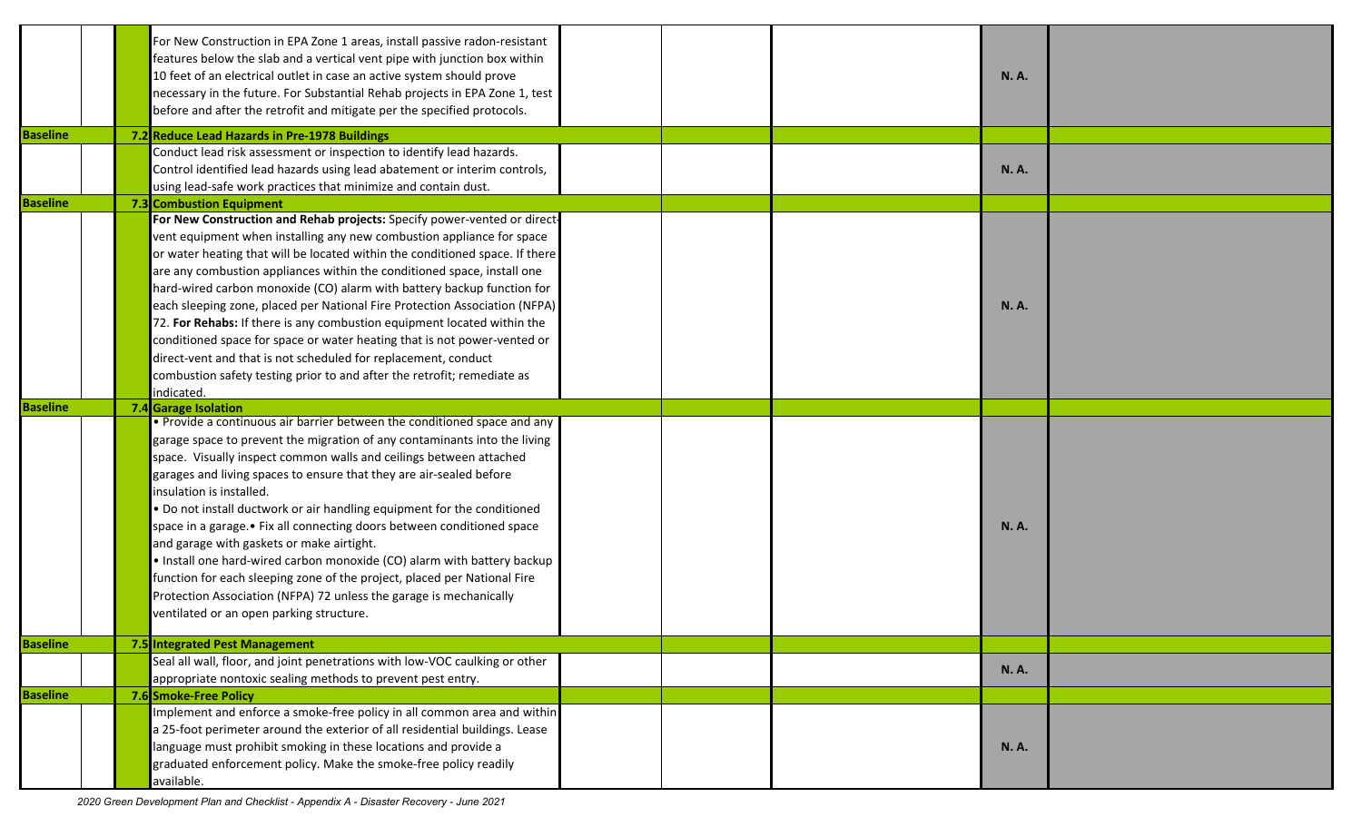| | | | | | | | |
|---|---|---|---|---|---|---|---|
| | | For New Construction in EPA Zone 1 areas, install passive radon-resistant features below the slab and a vertical vent pipe with junction box within 10 feet of an electrical outlet in case an active system should prove necessary in the future. For Substantial Rehab projects in EPA Zone 1, test before and after the retrofit and mitigate per the specified protocols. | | | | N. A. | |
| **Baseline** | | **7.2 Reduce Lead Hazards in Pre-1978 Buildings** | | | | | |
| | | Conduct lead risk assessment or inspection to identify lead hazards. Control identified lead hazards using lead abatement or interim controls, using lead-safe work practices that minimize and contain dust. | | | | N. A. | |
| **Baseline** | | **7.3 Combustion Equipment** | | | | | |
| | | **For New Construction and Rehab projects:** Specify power-vented or direct-vent equipment when installing any new combustion appliance for space or water heating that will be located within the conditioned space. If there are any combustion appliances within the conditioned space, install one hard-wired carbon monoxide (CO) alarm with battery backup function for each sleeping zone, placed per National Fire Protection Association (NFPA) 72. **For Rehabs:** If there is any combustion equipment located within the conditioned space for space or water heating that is not power-vented or direct-vent and that is not scheduled for replacement, conduct combustion safety testing prior to and after the retrofit; remediate as indicated. | | | | N. A. | |
| **Baseline** | | **7.4 Garage Isolation** | | | | | |
| | | • Provide a continuous air barrier between the conditioned space and any garage space to prevent the migration of any contaminants into the living space. Visually inspect common walls and ceilings between attached garages and living spaces to ensure that they are air-sealed before insulation is installed.<br>• Do not install ductwork or air handling equipment for the conditioned space in a garage.• Fix all connecting doors between conditioned space and garage with gaskets or make airtight.<br>• Install one hard-wired carbon monoxide (CO) alarm with battery backup function for each sleeping zone of the project, placed per National Fire Protection Association (NFPA) 72 unless the garage is mechanically ventilated or an open parking structure. | | | | N. A. | |
| **Baseline** | | **7.5 Integrated Pest Management** | | | | | |
| | | Seal all wall, floor, and joint penetrations with low-VOC caulking or other appropriate nontoxic sealing methods to prevent pest entry. | | | | N. A. | |
| **Baseline** | | **7.6 Smoke-Free Policy** | | | | | |
| | | Implement and enforce a smoke-free policy in all common area and within a 25-foot perimeter around the exterior of all residential buildings. Lease language must prohibit smoking in these locations and provide a graduated enforcement policy. Make the smoke-free policy readily available. | | | | N. A. | |

*2020 Green Development Plan and Checklist - Appendix A - Disaster Recovery - June 2021*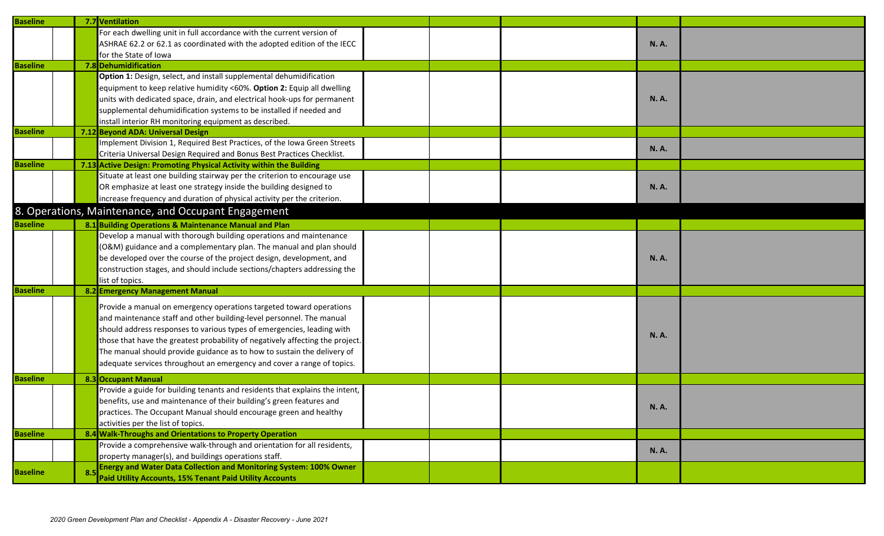| | | | | | | | |
|---|---|---|---|---|---|---|---|
| **Baseline** | | **7.7** | **Ventilation** | | | | |
| | | | For each dwelling unit in full accordance with the current version of ASHRAE 62.2 or 62.1 as coordinated with the adopted edition of the IECC for the State of Iowa | | | **N. A.** | |
| **Baseline** | | **7.8** | **Dehumidification** | | | | |
| | | | **Option 1:** Design, select, and install supplemental dehumidification equipment to keep relative humidity <60%. **Option 2:** Equip all dwelling units with dedicated space, drain, and electrical hook-ups for permanent supplemental dehumidification systems to be installed if needed and install interior RH monitoring equipment as described. | | | **N. A.** | |
| **Baseline** | | **7.12** | **Beyond ADA: Universal Design** | | | | |
| | | | Implement Division 1, Required Best Practices, of the Iowa Green Streets Criteria Universal Design Required and Bonus Best Practices Checklist. | | | **N. A.** | |
| **Baseline** | | **7.13** | **Active Design: Promoting Physical Activity within the Building** | | | | |
| | | | Situate at least one building stairway per the criterion to encourage use OR emphasize at least one strategy inside the building designed to increase frequency and duration of physical activity per the criterion. | | | **N. A.** | |

## 8. Operations, Maintenance, and Occupant Engagement

| | | | | | | | |
|---|---|---|---|---|---|---|---|
| **Baseline** | | **8.1** | **Building Operations & Maintenance Manual and Plan** | | | | |
| | | | Develop a manual with thorough building operations and maintenance (O&M) guidance and a complementary plan. The manual and plan should be developed over the course of the project design, development, and construction stages, and should include sections/chapters addressing the list of topics. | | | **N. A.** | |
| **Baseline** | | **8.2** | **Emergency Management Manual** | | | | |
| | | | Provide a manual on emergency operations targeted toward operations and maintenance staff and other building-level personnel. The manual should address responses to various types of emergencies, leading with those that have the greatest probability of negatively affecting the project. The manual should provide guidance as to how to sustain the delivery of adequate services throughout an emergency and cover a range of topics. | | | **N. A.** | |
| **Baseline** | | **8.3** | **Occupant Manual** | | | | |
| | | | Provide a guide for building tenants and residents that explains the intent, benefits, use and maintenance of their building's green features and practices. The Occupant Manual should encourage green and healthy activities per the list of topics. | | | **N. A.** | |
| **Baseline** | | **8.4** | **Walk-Throughs and Orientations to Property Operation** | | | | |
| | | | Provide a comprehensive walk-through and orientation for all residents, property manager(s), and buildings operations staff. | | | **N. A.** | |
| **Baseline** | | **8.5** | **Energy and Water Data Collection and Monitoring System: 100% Owner Paid Utility Accounts, 15% Tenant Paid Utility Accounts** | | | | |

*2020 Green Development Plan and Checklist - Appendix A - Disaster Recovery - June 2021*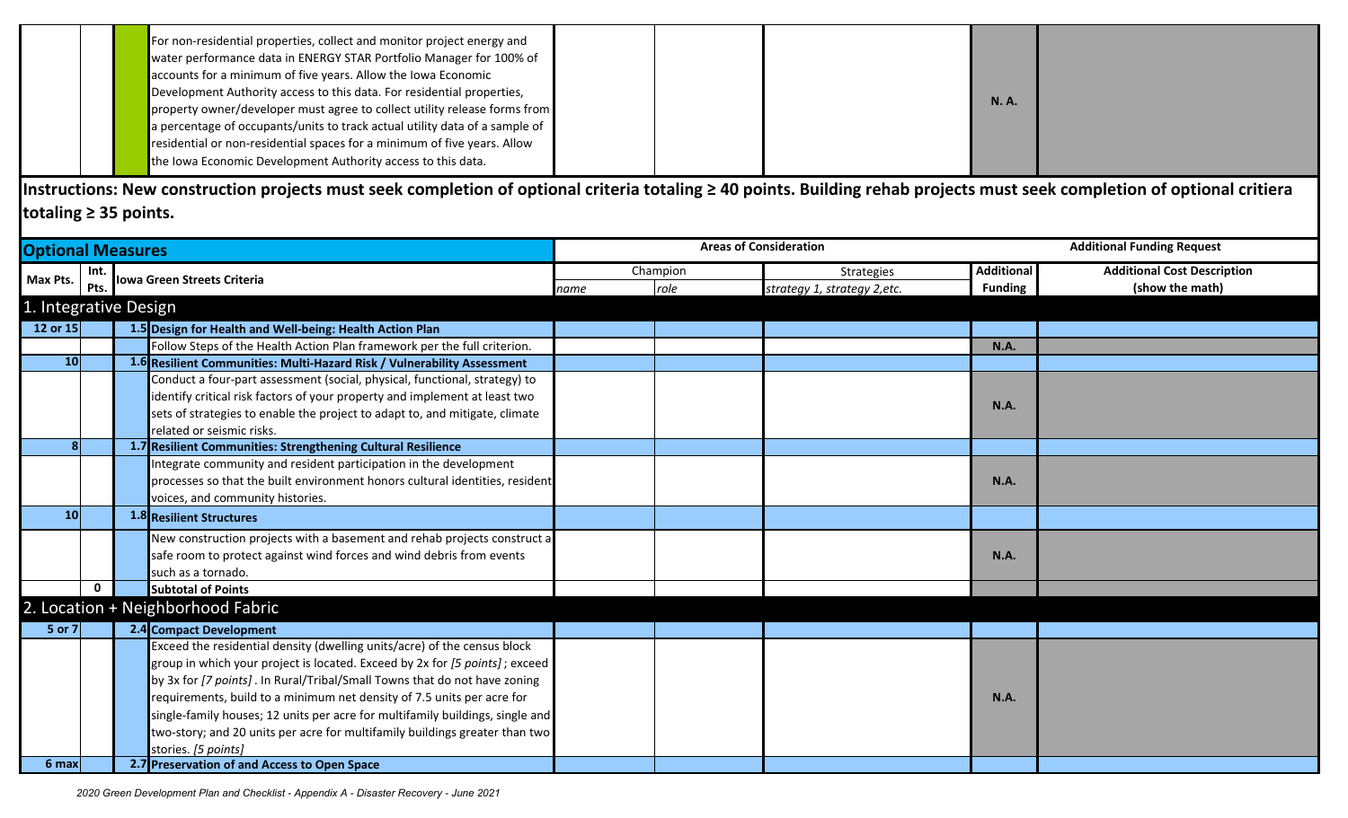| | | | | | | | |
|---|---|---|---|---|---|---|---|
| | | For non-residential properties, collect and monitor project energy and water performance data in ENERGY STAR Portfolio Manager for 100% of accounts for a minimum of five years. Allow the Iowa Economic Development Authority access to this data. For residential properties, property owner/developer must agree to collect utility release forms from a percentage of occupants/units to track actual utility data of a sample of residential or non-residential spaces for a minimum of five years. Allow the Iowa Economic Development Authority access to this data. | | | | N. A. | |

**Instructions: New construction projects must seek completion of optional criteria totaling ≥ 40 points. Building rehab projects must seek completion of optional critiera totaling ≥ 35 points.**

| Optional Measures | | | Areas of Consideration | | | Additional Funding Request | |
|---|---|---|---|---|---|---|---|
| Max Pts. | Int. Pts. | Iowa Green Streets Criteria | Champion | | Strategies | Additional Funding | Additional Cost Description (show the math) |
| | | | name | role | strategy 1, strategy 2,etc. | | |
| **1. Integrative Design** | | | | | | | |
| 12 or 15 | | **1.5 Design for Health and Well-being: Health Action Plan** | | | | | |
| | | Follow Steps of the Health Action Plan framework per the full criterion. | | | | N.A. | |
| 10 | | **1.6 Resilient Communities: Multi-Hazard Risk / Vulnerability Assessment** | | | | | |
| | | Conduct a four-part assessment (social, physical, functional, strategy) to identify critical risk factors of your property and implement at least two sets of strategies to enable the project to adapt to, and mitigate, climate related or seismic risks. | | | | N.A. | |
| 8 | | **1.7 Resilient Communities: Strengthening Cultural Resilience** | | | | | |
| | | Integrate community and resident participation in the development processes so that the built environment honors cultural identities, resident voices, and community histories. | | | | N.A. | |
| 10 | | **1.8 Resilient Structures** | | | | | |
| | | New construction projects with a basement and rehab projects construct a safe room to protect against wind forces and wind debris from events such as a tornado. | | | | N.A. | |
| | 0 | **Subtotal of Points** | | | | | |
| **2. Location + Neighborhood Fabric** | | | | | | | |
| 5 or 7 | | **2.4 Compact Development** | | | | | |
| | | Exceed the residential density (dwelling units/acre) of the census block group in which your project is located. Exceed by 2x for *[5 points]* ; exceed by 3x for *[7 points]* . In Rural/Tribal/Small Towns that do not have zoning requirements, build to a minimum net density of 7.5 units per acre for single-family houses; 12 units per acre for multifamily buildings, single and two-story; and 20 units per acre for multifamily buildings greater than two stories. *[5 points]* | | | | N.A. | |
| 6 max | | **2.7 Preservation of and Access to Open Space** | | | | | |

*2020 Green Development Plan and Checklist - Appendix A - Disaster Recovery - June 2021*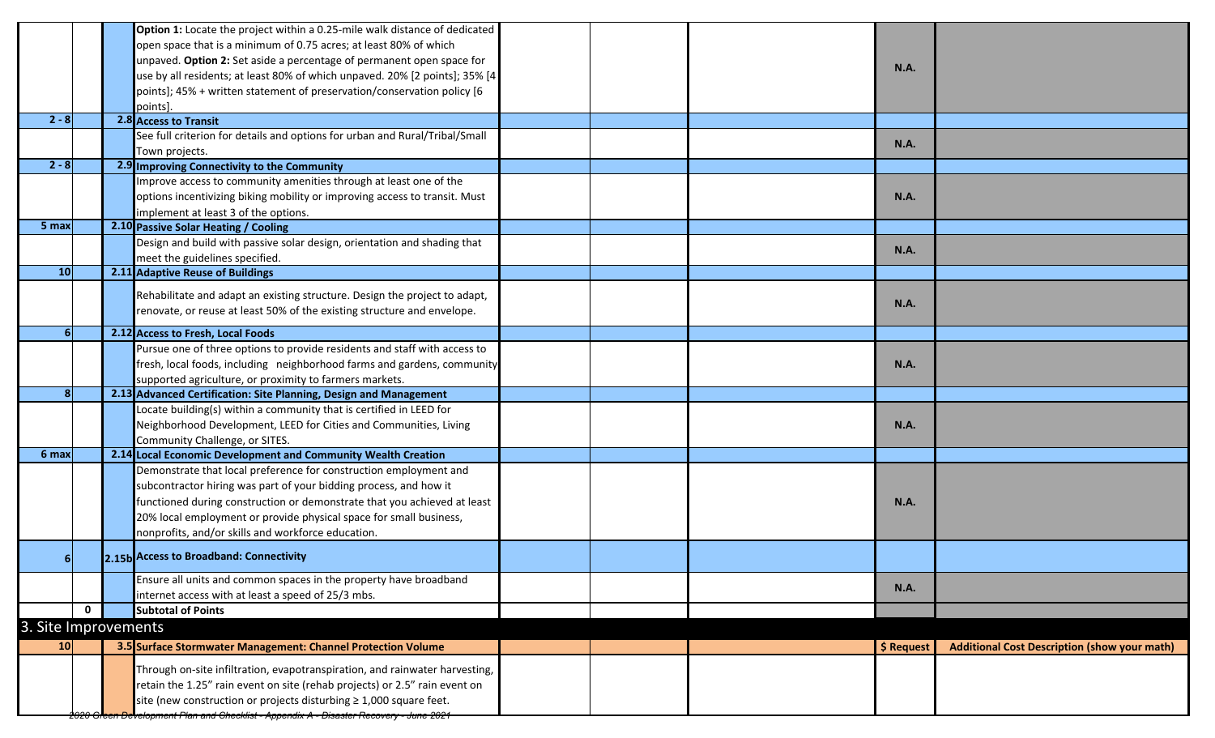| | | | | | | | |
|---|---|---|---|---|---|---|---|
| | | **Option 1:** Locate the project within a 0.25-mile walk distance of dedicated open space that is a minimum of 0.75 acres; at least 80% of which unpaved. **Option 2:** Set aside a percentage of permanent open space for use by all residents; at least 80% of which unpaved. 20% [2 points]; 35% [4 points]; 45% + written statement of preservation/conservation policy [6 points]. | | | | N.A. | |
| 2 - 8 | | 2.8 **Access to Transit** | | | | | |
| | | See full criterion for details and options for urban and Rural/Tribal/Small Town projects. | | | | N.A. | |
| 2 - 8 | | 2.9 **Improving Connectivity to the Community** | | | | | |
| | | Improve access to community amenities through at least one of the options incentivizing biking mobility or improving access to transit. Must implement at least 3 of the options. | | | | N.A. | |
| 5 max | | 2.10 **Passive Solar Heating / Cooling** | | | | | |
| | | Design and build with passive solar design, orientation and shading that meet the guidelines specified. | | | | N.A. | |
| 10 | | 2.11 **Adaptive Reuse of Buildings** | | | | | |
| | | Rehabilitate and adapt an existing structure. Design the project to adapt, renovate, or reuse at least 50% of the existing structure and envelope. | | | | N.A. | |
| 6 | | 2.12 **Access to Fresh, Local Foods** | | | | | |
| | | Pursue one of three options to provide residents and staff with access to fresh, local foods, including neighborhood farms and gardens, community supported agriculture, or proximity to farmers markets. | | | | N.A. | |
| 8 | | 2.13 **Advanced Certification: Site Planning, Design and Management** | | | | | |
| | | Locate building(s) within a community that is certified in LEED for Neighborhood Development, LEED for Cities and Communities, Living Community Challenge, or SITES. | | | | N.A. | |
| 6 max | | 2.14 **Local Economic Development and Community Wealth Creation** | | | | | |
| | | Demonstrate that local preference for construction employment and subcontractor hiring was part of your bidding process, and how it functioned during construction or demonstrate that you achieved at least 20% local employment or provide physical space for small business, nonprofits, and/or skills and workforce education. | | | | N.A. | |
| 6 | | 2.15b **Access to Broadband: Connectivity** | | | | | |
| | | Ensure all units and common spaces in the property have broadband internet access with at least a speed of 25/3 mbs. | | | | N.A. | |
| | 0 | **Subtotal of Points** | | | | | |

## 3. Site Improvements

| | | | | | | | |
|---|---|---|---|---|---|---|---|
| 10 | | 3.5 **Surface Stormwater Management: Channel Protection Volume** | | | | **$ Request** | **Additional Cost Description (show your math)** |
| | | Through on-site infiltration, evapotranspiration, and rainwater harvesting, retain the 1.25" rain event on site (rehab projects) or 2.5" rain event on site (new construction or projects disturbing ≥ 1,000 square feet. | | | | | |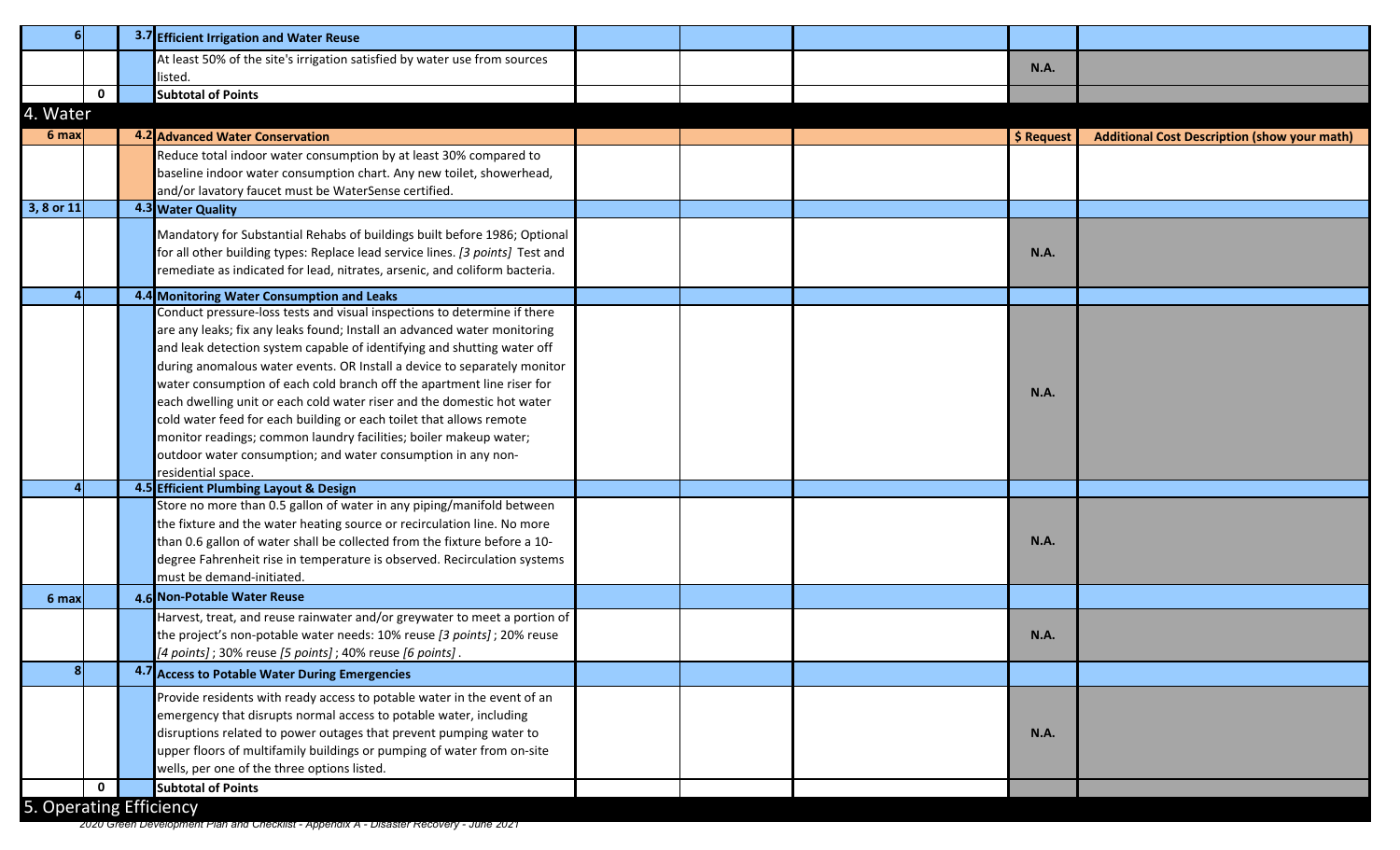| | | | | | | | | |
|---|---|---|---|---|---|---|---|---|
| 6 | | 3.7 | **Efficient Irrigation and Water Reuse** | | | | | |
| | | | At least 50% of the site's irrigation satisfied by water use from sources listed. | | | | N.A. | |
| | 0 | | **Subtotal of Points** | | | | | |

## 4. Water

| | | | | | | | | |
|---|---|---|---|---|---|---|---|---|
| **6 max** | | **4.2** | **Advanced Water Conservation** | | | | **$ Request** | **Additional Cost Description (show your math)** |
| | | | Reduce total indoor water consumption by at least 30% compared to baseline indoor water consumption chart. Any new toilet, showerhead, and/or lavatory faucet must be WaterSense certified. | | | | | |
| **3, 8 or 11** | | **4.3** | **Water Quality** | | | | | |
| | | | Mandatory for Substantial Rehabs of buildings built before 1986; Optional for all other building types: Replace lead service lines. *[3 points]* Test and remediate as indicated for lead, nitrates, arsenic, and coliform bacteria. | | | | N.A. | |
| **4** | | **4.4** | **Monitoring Water Consumption and Leaks** | | | | | |
| | | | Conduct pressure-loss tests and visual inspections to determine if there are any leaks; fix any leaks found; Install an advanced water monitoring and leak detection system capable of identifying and shutting water off during anomalous water events. OR Install a device to separately monitor water consumption of each cold branch off the apartment line riser for each dwelling unit or each cold water riser and the domestic hot water cold water feed for each building or each toilet that allows remote monitor readings; common laundry facilities; boiler makeup water; outdoor water consumption; and water consumption in any non-residential space. | | | | N.A. | |
| **4** | | **4.5** | **Efficient Plumbing Layout & Design** | | | | | |
| | | | Store no more than 0.5 gallon of water in any piping/manifold between the fixture and the water heating source or recirculation line. No more than 0.6 gallon of water shall be collected from the fixture before a 10-degree Fahrenheit rise in temperature is observed. Recirculation systems must be demand-initiated. | | | | N.A. | |
| **6 max** | | **4.6** | **Non-Potable Water Reuse** | | | | | |
| | | | Harvest, treat, and reuse rainwater and/or greywater to meet a portion of the project's non-potable water needs: 10% reuse *[3 points]* ; 20% reuse *[4 points]* ; 30% reuse *[5 points]* ; 40% reuse *[6 points]* . | | | | N.A. | |
| **8** | | **4.7** | **Access to Potable Water During Emergencies** | | | | | |
| | | | Provide residents with ready access to potable water in the event of an emergency that disrupts normal access to potable water, including disruptions related to power outages that prevent pumping water to upper floors of multifamily buildings or pumping of water from on-site wells, per one of the three options listed. | | | | N.A. | |
| | 0 | | **Subtotal of Points** | | | | | |

## 5. Operating Efficiency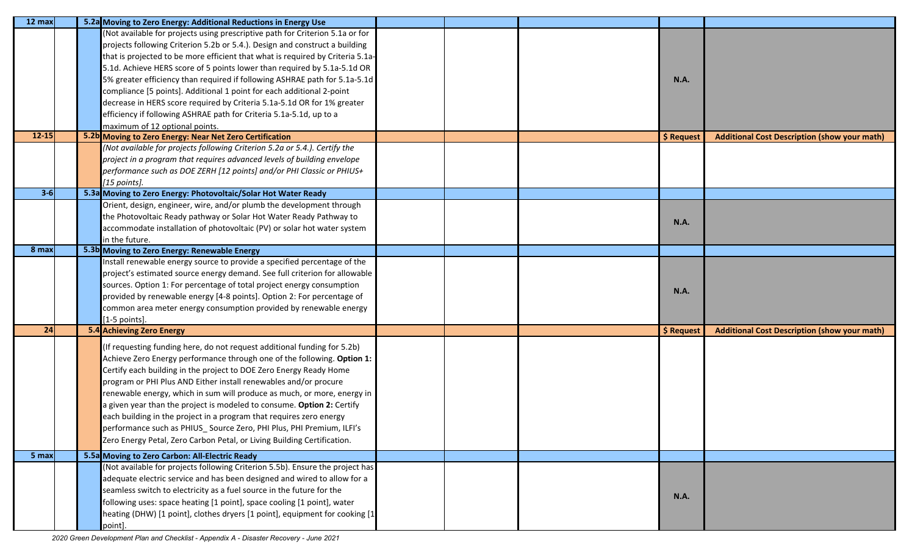| | | | | | | | |
|---|---|---|---|---|---|---|---|
| **12 max** | | **5.2a** | **Moving to Zero Energy: Additional Reductions in Energy Use** | | | | |
| | | | (Not available for projects using prescriptive path for Criterion 5.1a or for projects following Criterion 5.2b or 5.4.). Design and construct a building that is projected to be more efficient that what is required by Criteria 5.1a-5.1d. Achieve HERS score of 5 points lower than required by 5.1a-5.1d OR 5% greater efficiency than required if following ASHRAE path for 5.1a-5.1d compliance [5 points]. Additional 1 point for each additional 2-point decrease in HERS score required by Criteria 5.1a-5.1d OR for 1% greater efficiency if following ASHRAE path for Criteria 5.1a-5.1d, up to a maximum of 12 optional points. | | | **N.A.** | |
| **12-15** | | **5.2b** | **Moving to Zero Energy: Near Net Zero Certification** | | | **$ Request** | **Additional Cost Description (show your math)** |
| | | | *(Not available for projects following Criterion 5.2a or 5.4.). Certify the project in a program that requires advanced levels of building envelope performance such as DOE ZERH [12 points] and/or PHI Classic or PHIUS+ [15 points].* | | | | |
| **3-6** | | **5.3a** | **Moving to Zero Energy: Photovoltaic/Solar Hot Water Ready** | | | | |
| | | | Orient, design, engineer, wire, and/or plumb the development through the Photovoltaic Ready pathway or Solar Hot Water Ready Pathway to accommodate installation of photovoltaic (PV) or solar hot water system in the future. | | | **N.A.** | |
| **8 max** | | **5.3b** | **Moving to Zero Energy: Renewable Energy** | | | | |
| | | | Install renewable energy source to provide a specified percentage of the project's estimated source energy demand. See full criterion for allowable sources. Option 1: For percentage of total project energy consumption provided by renewable energy [4-8 points]. Option 2: For percentage of common area meter energy consumption provided by renewable energy [1-5 points]. | | | **N.A.** | |
| **24** | | **5.4** | **Achieving Zero Energy** | | | **$ Request** | **Additional Cost Description (show your math)** |
| | | | (If requesting funding here, do not request additional funding for 5.2b) Achieve Zero Energy performance through one of the following. **Option 1:** Certify each building in the project to DOE Zero Energy Ready Home program or PHI Plus AND Either install renewables and/or procure renewable energy, which in sum will produce as much, or more, energy in a given year than the project is modeled to consume. **Option 2:** Certify each building in the project in a program that requires zero energy performance such as PHIUS_ Source Zero, PHI Plus, PHI Premium, ILFI's Zero Energy Petal, Zero Carbon Petal, or Living Building Certification. | | | | |
| **5 max** | | **5.5a** | **Moving to Zero Carbon: All-Electric Ready** | | | | |
| | | | (Not available for projects following Criterion 5.5b). Ensure the project has adequate electric service and has been designed and wired to allow for a seamless switch to electricity as a fuel source in the future for the following uses: space heating [1 point], space cooling [1 point], water heating (DHW) [1 point], clothes dryers [1 point], equipment for cooking [1 point]. | | | **N.A.** | |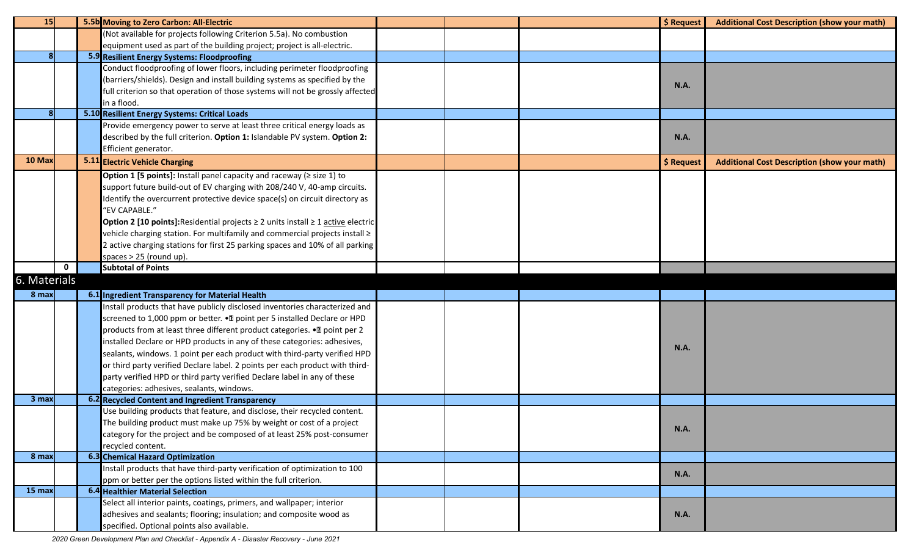| | | | | | | | $ Request | Additional Cost Description (show your math) |
|---|---|---|---|---|---|---|---|---|
| 15 | | 5.5b | **Moving to Zero Carbon: All-Electric** | | | | $ Request | Additional Cost Description (show your math) |
| | | | (Not available for projects following Criterion 5.5a). No combustion equipment used as part of the building project; project is all-electric. | | | | | |
| 8 | | 5.9 | **Resilient Energy Systems: Floodproofing** | | | | | |
| | | | Conduct floodproofing of lower floors, including perimeter floodproofing (barriers/shields). Design and install building systems as specified by the full criterion so that operation of those systems will not be grossly affected in a flood. | | | | N.A. | |
| 8 | | 5.10 | **Resilient Energy Systems: Critical Loads** | | | | | |
| | | | Provide emergency power to serve at least three critical energy loads as described by the full criterion. **Option 1:** Islandable PV system. **Option 2:** Efficient generator. | | | | N.A. | |
| 10 Max | | 5.11 | **Electric Vehicle Charging** | | | | $ Request | Additional Cost Description (show your math) |
| | | | **Option 1 [5 points]:** Install panel capacity and raceway (≥ size 1) to support future build-out of EV charging with 208/240 V, 40-amp circuits. Identify the overcurrent protective device space(s) on circuit directory as "EV CAPABLE." **Option 2 [10 points]:** Residential projects ≥ 2 units install ≥ 1 active electric vehicle charging station. For multifamily and commercial projects install ≥ 2 active charging stations for first 25 parking spaces and 10% of all parking spaces > 25 (round up). | | | | | |
| | 0 | | **Subtotal of Points** | | | | | |
| **6. Materials** | | | | | | | | |
| 8 max | | 6.1 | **Ingredient Transparency for Material Health** | | | | | |
| | | | Install products that have publicly disclosed inventories characterized and screened to 1,000 ppm or better. •1 point per 5 installed Declare or HPD products from at least three different product categories. •1 point per 2 installed Declare or HPD products in any of these categories: adhesives, sealants, windows. 1 point per each product with third-party verified HPD or third party verified Declare label. 2 points per each product with third-party verified HPD or third party verified Declare label in any of these categories: adhesives, sealants, windows. | | | | N.A. | |
| 3 max | | 6.2 | **Recycled Content and Ingredient Transparency** | | | | | |
| | | | Use building products that feature, and disclose, their recycled content. The building product must make up 75% by weight or cost of a project category for the project and be composed of at least 25% post-consumer recycled content. | | | | N.A. | |
| 8 max | | 6.3 | **Chemical Hazard Optimization** | | | | | |
| | | | Install products that have third-party verification of optimization to 100 ppm or better per the options listed within the full criterion. | | | | N.A. | |
| 15 max | | 6.4 | **Healthier Material Selection** | | | | | |
| | | | Select all interior paints, coatings, primers, and wallpaper; interior adhesives and sealants; flooring; insulation; and composite wood as specified. Optional points also available. | | | | N.A. | |

*2020 Green Development Plan and Checklist - Appendix A - Disaster Recovery - June 2021*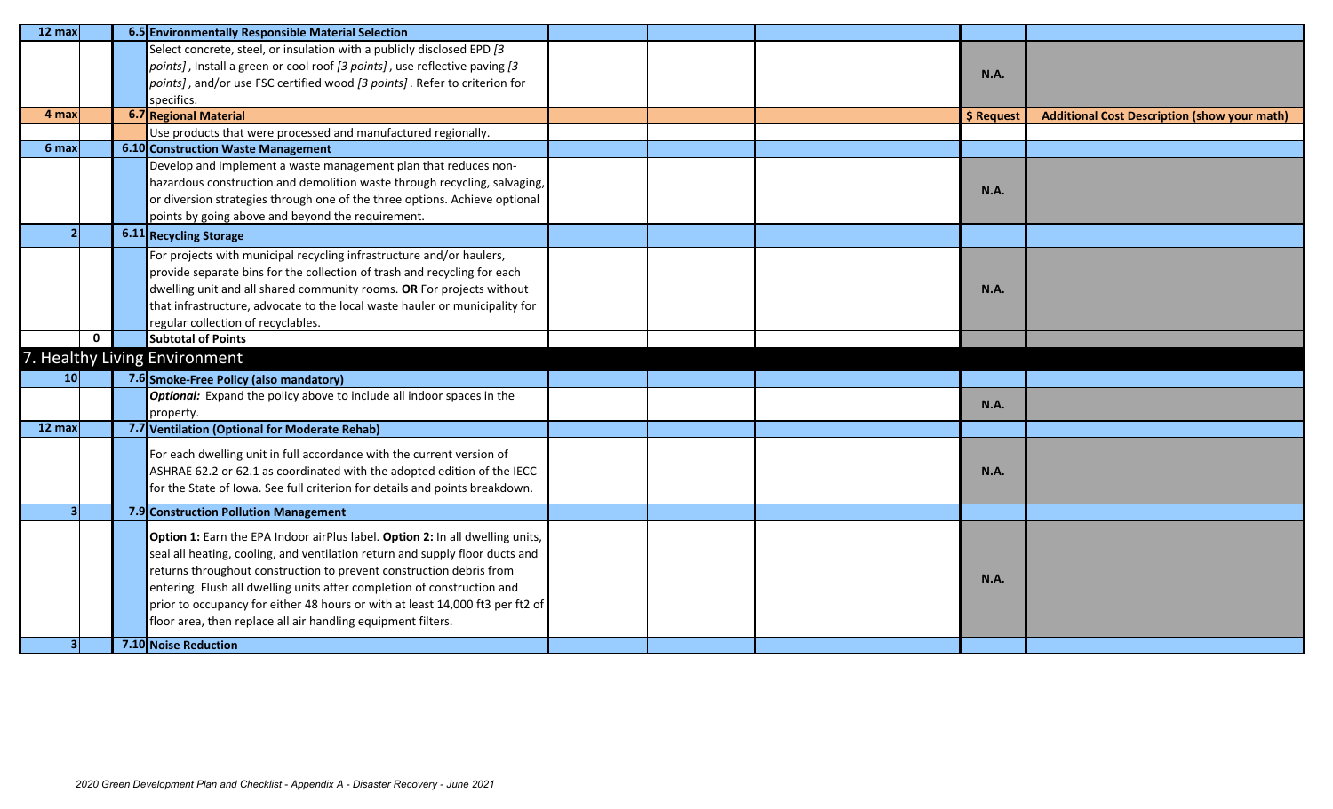| | | | | | | | |
|---|---|---|---|---|---|---|---|
| 12 max | | **6.5 Environmentally Responsible Material Selection** | | | | | |
| | | Select concrete, steel, or insulation with a publicly disclosed EPD *[3 points]*, Install a green or cool roof *[3 points]*, use reflective paving *[3 points]*, and/or use FSC certified wood *[3 points]*. Refer to criterion for specifics. | | | | **N.A.** | |
| 4 max | | **6.7 Regional Material** | | | | **$ Request** | **Additional Cost Description (show your math)** |
| | | Use products that were processed and manufactured regionally. | | | | | |
| 6 max | | **6.10 Construction Waste Management** | | | | | |
| | | Develop and implement a waste management plan that reduces non-hazardous construction and demolition waste through recycling, salvaging, or diversion strategies through one of the three options. Achieve optional points by going above and beyond the requirement. | | | | **N.A.** | |
| 2 | | **6.11 Recycling Storage** | | | | | |
| | | For projects with municipal recycling infrastructure and/or haulers, provide separate bins for the collection of trash and recycling for each dwelling unit and all shared community rooms. **OR** For projects without that infrastructure, advocate to the local waste hauler or municipality for regular collection of recyclables. | | | | **N.A.** | |
| | **0** | **Subtotal of Points** | | | | | |

## 7. Healthy Living Environment

| | | | | | | | |
|---|---|---|---|---|---|---|---|
| 10 | | **7.6 Smoke-Free Policy (also mandatory)** | | | | | |
| | | ***Optional:*** Expand the policy above to include all indoor spaces in the property. | | | | **N.A.** | |
| 12 max | | **7.7 Ventilation (Optional for Moderate Rehab)** | | | | | |
| | | For each dwelling unit in full accordance with the current version of ASHRAE 62.2 or 62.1 as coordinated with the adopted edition of the IECC for the State of Iowa. See full criterion for details and points breakdown. | | | | **N.A.** | |
| 3 | | **7.9 Construction Pollution Management** | | | | | |
| | | **Option 1:** Earn the EPA Indoor airPlus label. **Option 2:** In all dwelling units, seal all heating, cooling, and ventilation return and supply floor ducts and returns throughout construction to prevent construction debris from entering. Flush all dwelling units after completion of construction and prior to occupancy for either 48 hours or with at least 14,000 ft3 per ft2 of floor area, then replace all air handling equipment filters. | | | | **N.A.** | |
| 3 | | **7.10 Noise Reduction** | | | | | |

*2020 Green Development Plan and Checklist - Appendix A - Disaster Recovery - June 2021*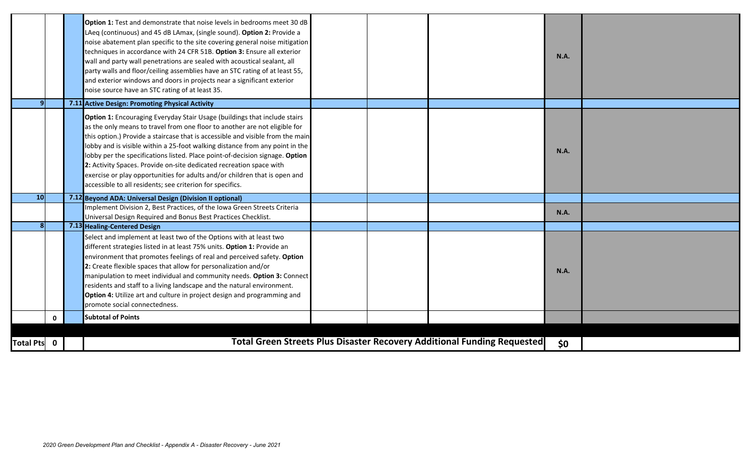| | | | | | | | | |
|---|---|---|---|---|---|---|---|---|
| | | | **Option 1:** Test and demonstrate that noise levels in bedrooms meet 30 dB LAeq (continuous) and 45 dB LAmax, (single sound). **Option 2:** Provide a noise abatement plan specific to the site covering general noise mitigation techniques in accordance with 24 CFR 51B. **Option 3:** Ensure all exterior wall and party wall penetrations are sealed with acoustical sealant, all party walls and floor/ceiling assemblies have an STC rating of at least 55, and exterior windows and doors in projects near a significant exterior noise source have an STC rating of at least 35. | | | | **N.A.** | |
| 9 | | 7.11 | **Active Design: Promoting Physical Activity** | | | | | |
| | | | **Option 1:** Encouraging Everyday Stair Usage (buildings that include stairs as the only means to travel from one floor to another are not eligible for this option.) Provide a staircase that is accessible and visible from the main lobby and is visible within a 25-foot walking distance from any point in the lobby per the specifications listed. Place point-of-decision signage. **Option 2:** Activity Spaces. Provide on-site dedicated recreation space with exercise or play opportunities for adults and/or children that is open and accessible to all residents; see criterion for specifics. | | | | **N.A.** | |
| 10 | | 7.12 | **Beyond ADA: Universal Design (Division II optional)** | | | | | |
| | | | Implement Division 2, Best Practices, of the Iowa Green Streets Criteria Universal Design Required and Bonus Best Practices Checklist. | | | | **N.A.** | |
| 8 | | 7.13 | **Healing-Centered Design** | | | | | |
| | | | Select and implement at least two of the Options with at least two different strategies listed in at least 75% units. **Option 1:** Provide an environment that promotes feelings of real and perceived safety. **Option 2:** Create flexible spaces that allow for personalization and/or manipulation to meet individual and community needs. **Option 3:** Connect residents and staff to a living landscape and the natural environment. **Option 4:** Utilize art and culture in project design and programming and promote social connectedness. | | | | **N.A.** | |
| | 0 | | **Subtotal of Points** | | | | | |
| **Total Pts** | **0** | | **Total Green Streets Plus Disaster Recovery Additional Funding Requested** | | | | **$0** | |

*2020 Green Development Plan and Checklist - Appendix A - Disaster Recovery - June 2021*